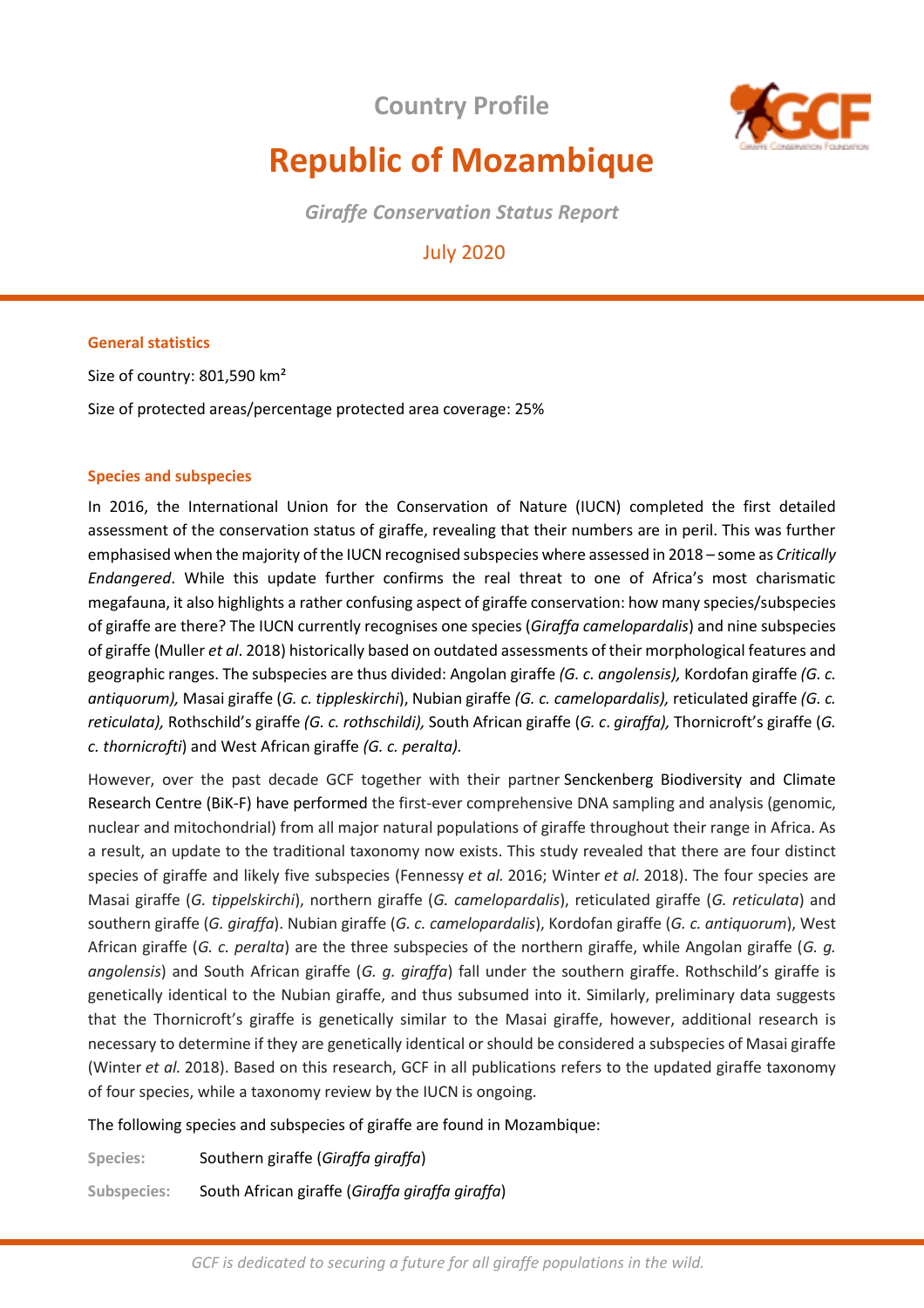Country Profile

# Republic of Mozambique

*Giraffe Conservation Status Report*

July 2020

### General statistics

Size of country: 801,590 km²

Size of protected areas/percentage protected area coverage: 25%

### Species and subspecies

In 2016, the International Union for the Conservation of Nature (IUCN) completed the first detailed assessment of the conservation status of giraffe, revealing that their numbers are in peril. This was further emphasised when the majority of the IUCN recognised subspecies where assessed in 2018 – some as *Critically Endangered*. While this update further confirms the real threat to one of Africa's most charismatic megafauna, it also highlights a rather confusing aspect of giraffe conservation: how many species/subspecies of giraffe are there? The IUCN currently recognises one species (*Giraffa camelopardalis*) and nine subspecies of giraffe (Muller *et al*. 2018) historically based on outdated assessments of their morphological features and geographic ranges. The subspecies are thus divided: Angolan giraffe *(G. c. angolensis),* Kordofan giraffe *(G. c. antiquorum),* Masai giraffe (*G. c. tippleskirchi*), Nubian giraffe *(G. c. camelopardalis),* reticulated giraffe *(G. c. reticulata),* Rothschild's giraffe *(G. c. rothschildi),* South African giraffe (*G. c*. *giraffa),* Thornicroft's giraffe (*G. c. thornicrofti*) and West African giraffe *(G. c. peralta).*

However, over the past decade GCF together with their partner Senckenberg Biodiversity and Climate Research Centre (BiK-F) have performed the first-ever comprehensive DNA sampling and analysis (genomic, nuclear and mitochondrial) from all major natural populations of giraffe throughout their range in Africa. As a result, an update to the traditional taxonomy now exists. This study revealed that there are four distinct species of giraffe and likely five subspecies (Fennessy *et al.* 2016; Winter *et al*. 2018). The four species are Masai giraffe (*G. tippelskirchi*), northern giraffe (*G. camelopardalis*), reticulated giraffe (*G. reticulata*) and southern giraffe (*G. giraffa*). Nubian giraffe (*G. c. camelopardalis*), Kordofan giraffe (*G. c. antiquorum*), West African giraffe (*G. c. peralta*) are the three subspecies of the northern giraffe, while Angolan giraffe (*G. g. angolensis*) and South African giraffe (*G. g. giraffa*) fall under the southern giraffe. Rothschild's giraffe is genetically identical to the Nubian giraffe, and thus subsumed into it. Similarly, preliminary data suggests that the Thornicroft's giraffe is genetically similar to the Masai giraffe, however, additional research is necessary to determine if they are genetically identical or should be considered a subspecies of Masai giraffe (Winter *et al.* 2018). Based on this research, GCF in all publications refers to the updated giraffe taxonomy of four species, while a taxonomy review by the IUCN is ongoing.

The following species and subspecies of giraffe are found in Mozambique:

**Species:** Southern giraffe (*Giraffa giraffa*)

**Subspecies:** South African giraffe (*Giraffa giraffa giraffa*)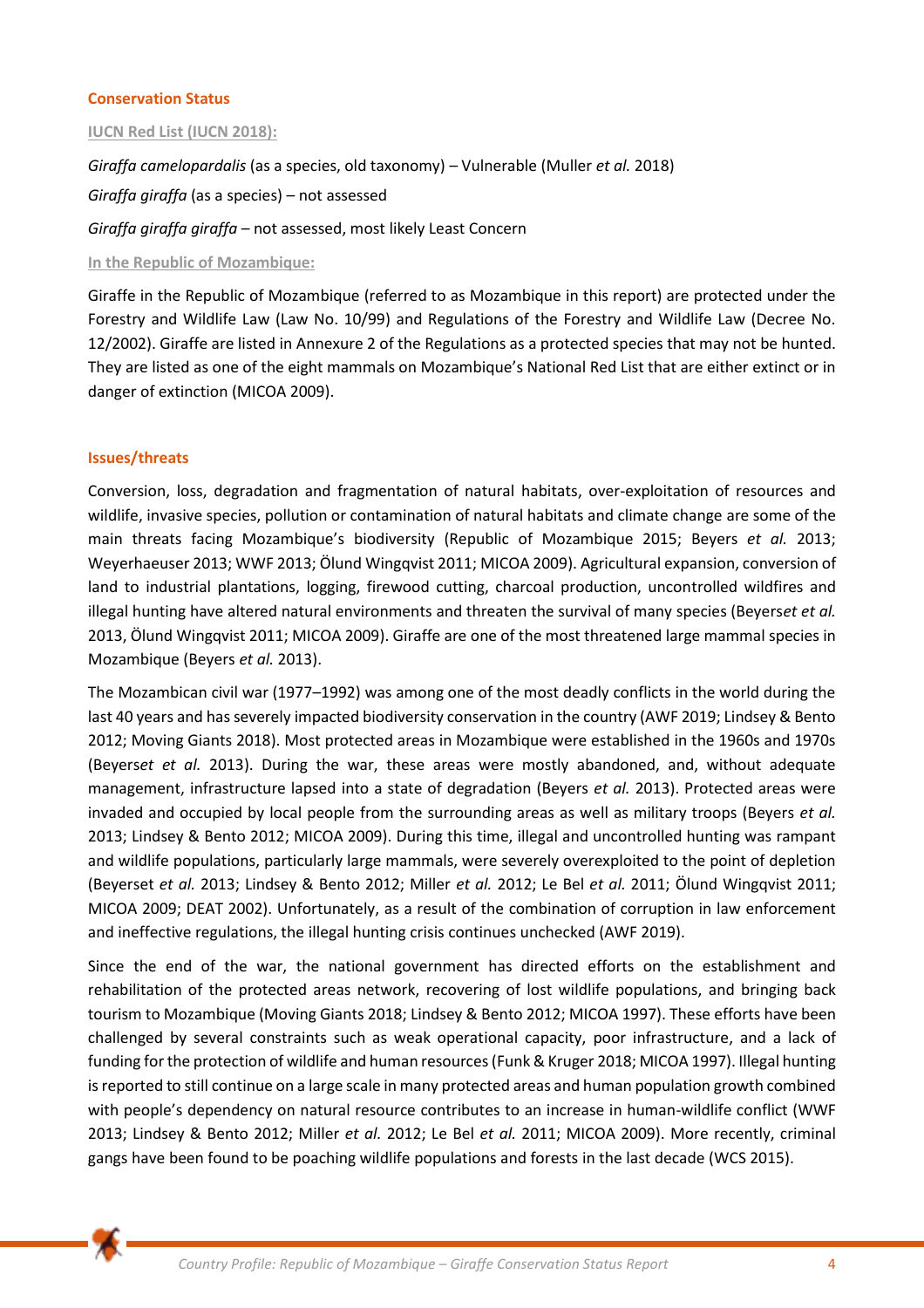## Conservation Status

### IUCN Red List (IUCN 2018):

*Giraffa camelopardalis* (as a species, old taxonomy) – Vulnerable (Muller *et al.* 2018)

*Giraffa giraffa* (as a species) – not assessed

*Giraffa giraffa giraffa* – not assessed, most likely Least Concern

### In the Republic of Mozambique:

Giraffe in the Republic of Mozambique (referred to as Mozambique in this report) are protected under the Forestry and Wildlife Law (Law No. 10/99) and Regulations of the Forestry and Wildlife Law (Decree No. 12/2002). Giraffe are listed in Annexure 2 of the Regulations as a protected species that may not be hunted. They are listed as one of the eight mammals on Mozambique's National Red List that are either extinct or in danger of extinction (MICOA 2009).

## Issues/threats

Conversion, loss, degradation and fragmentation of natural habitats, over-exploitation of resources and wildlife, invasive species, pollution or contamination of natural habitats and climate change are some of the main threats facing Mozambique's biodiversity (Republic of Mozambique 2015; Beyers *et al.* 2013; Weyerhaeuser 2013; WWF 2013; Ölund Wingqvist 2011; MICOA 2009). Agricultural expansion, conversion of land to industrial plantations, logging, firewood cutting, charcoal production, uncontrolled wildfires and illegal hunting have altered natural environments and threaten the survival of many species (Beyerset *et al.* 2013, Ölund Wingqvist 2011; MICOA 2009). Giraffe are one of the most threatened large mammal species in Mozambique (Beyers *et al.* 2013).

The Mozambican civil war (1977–1992) was among one of the most deadly conflicts in the world during the last 40 years and has severely impacted biodiversity conservation in the country (AWF 2019; Lindsey & Bento 2012; Moving Giants 2018). Most protected areas in Mozambique were established in the 1960s and 1970s (Beyerset *et al.* 2013). During the war, these areas were mostly abandoned, and, without adequate management, infrastructure lapsed into a state of degradation (Beyers *et al.* 2013). Protected areas were invaded and occupied by local people from the surrounding areas as well as military troops (Beyers *et al.* 2013; Lindsey & Bento 2012; MICOA 2009). During this time, illegal and uncontrolled hunting was rampant and wildlife populations, particularly large mammals, were severely overexploited to the point of depletion (Beyerset *et al.* 2013; Lindsey & Bento 2012; Miller *et al.* 2012; Le Bel *et al.* 2011; Ölund Wingqvist 2011; MICOA 2009; DEAT 2002). Unfortunately, as a result of the combination of corruption in law enforcement and ineffective regulations, the illegal hunting crisis continues unchecked (AWF 2019).

Since the end of the war, the national government has directed efforts on the establishment and rehabilitation of the protected areas network, recovering of lost wildlife populations, and bringing back tourism to Mozambique (Moving Giants 2018; Lindsey & Bento 2012; MICOA 1997). These efforts have been challenged by several constraints such as weak operational capacity, poor infrastructure, and a lack of funding for the protection of wildlife and human resources (Funk & Kruger 2018; MICOA 1997). Illegal hunting is reported to still continue on a large scale in many protected areas and human population growth combined with people's dependency on natural resource contributes to an increase in human-wildlife conflict (WWF 2013; Lindsey & Bento 2012; Miller *et al.* 2012; Le Bel *et al.* 2011; MICOA 2009). More recently, criminal gangs have been found to be poaching wildlife populations and forests in the last decade (WCS 2015).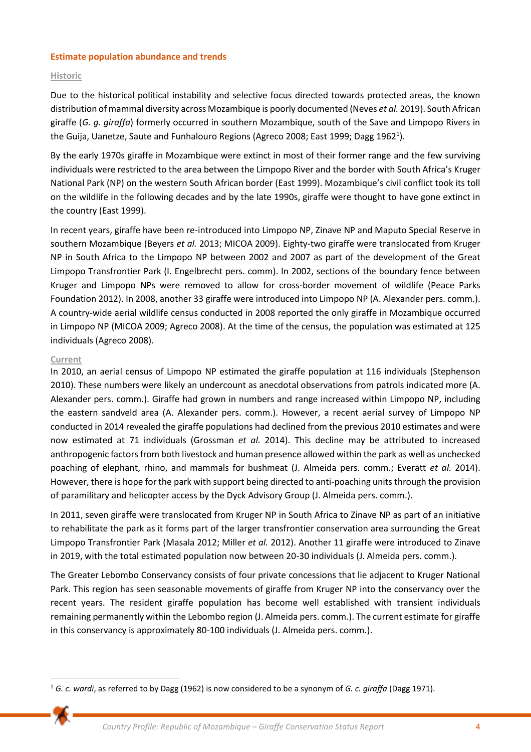## Estimate population abundance and trends

### Historic

Due to the historical political instability and selective focus directed towards protected areas, the known distribution of mammal diversity across Mozambique is poorly documented (Neves *et al.* 2019). South African giraffe (*G. g. giraffa*) formerly occurred in southern Mozambique, south of the Save and Limpopo Rivers in the Guija, Uanetze, Saute and Funhalouro Regions (Agreco 2008; East 1999; Dagg 1962[1]).

By the early 1970s giraffe in Mozambique were extinct in most of their former range and the few surviving individuals were restricted to the area between the Limpopo River and the border with South Africa's Kruger National Park (NP) on the western South African border (East 1999). Mozambique's civil conflict took its toll on the wildlife in the following decades and by the late 1990s, giraffe were thought to have gone extinct in the country (East 1999).

In recent years, giraffe have been re-introduced into Limpopo NP, Zinave NP and Maputo Special Reserve in southern Mozambique (Beyers *et al.* 2013; MICOA 2009). Eighty-two giraffe were translocated from Kruger NP in South Africa to the Limpopo NP between 2002 and 2007 as part of the development of the Great Limpopo Transfrontier Park (I. Engelbrecht pers. comm). In 2002, sections of the boundary fence between Kruger and Limpopo NPs were removed to allow for cross-border movement of wildlife (Peace Parks Foundation 2012). In 2008, another 33 giraffe were introduced into Limpopo NP (A. Alexander pers. comm.). A country-wide aerial wildlife census conducted in 2008 reported the only giraffe in Mozambique occurred in Limpopo NP (MICOA 2009; Agreco 2008). At the time of the census, the population was estimated at 125 individuals (Agreco 2008).

### Current

In 2010, an aerial census of Limpopo NP estimated the giraffe population at 116 individuals (Stephenson 2010). These numbers were likely an undercount as anecdotal observations from patrols indicated more (A. Alexander pers. comm.). Giraffe had grown in numbers and range increased within Limpopo NP, including the eastern sandveld area (A. Alexander pers. comm.). However, a recent aerial survey of Limpopo NP conducted in 2014 revealed the giraffe populations had declined from the previous 2010 estimates and were now estimated at 71 individuals (Grossman *et al.* 2014). This decline may be attributed to increased anthropogenic factors from both livestock and human presence allowed within the park as well as unchecked poaching of elephant, rhino, and mammals for bushmeat (J. Almeida pers. comm.; Everatt *et al.* 2014). However, there is hope for the park with support being directed to anti-poaching units through the provision of paramilitary and helicopter access by the Dyck Advisory Group (J. Almeida pers. comm.).

In 2011, seven giraffe were translocated from Kruger NP in South Africa to Zinave NP as part of an initiative to rehabilitate the park as it forms part of the larger transfrontier conservation area surrounding the Great Limpopo Transfrontier Park (Masala 2012; Miller *et al.* 2012). Another 11 giraffe were introduced to Zinave in 2019, with the total estimated population now between 20-30 individuals (J. Almeida pers. comm.).

The Greater Lebombo Conservancy consists of four private concessions that lie adjacent to Kruger National Park. This region has seen seasonable movements of giraffe from Kruger NP into the conservancy over the recent years. The resident giraffe population has become well established with transient individuals remaining permanently within the Lebombo region (J. Almeida pers. comm.). The current estimate for giraffe in this conservancy is approximately 80-100 individuals (J. Almeida pers. comm.).

---

[1] *G. c. wardi*, as referred to by Dagg (1962) is now considered to be a synonym of *G. c. giraffa* (Dagg 1971).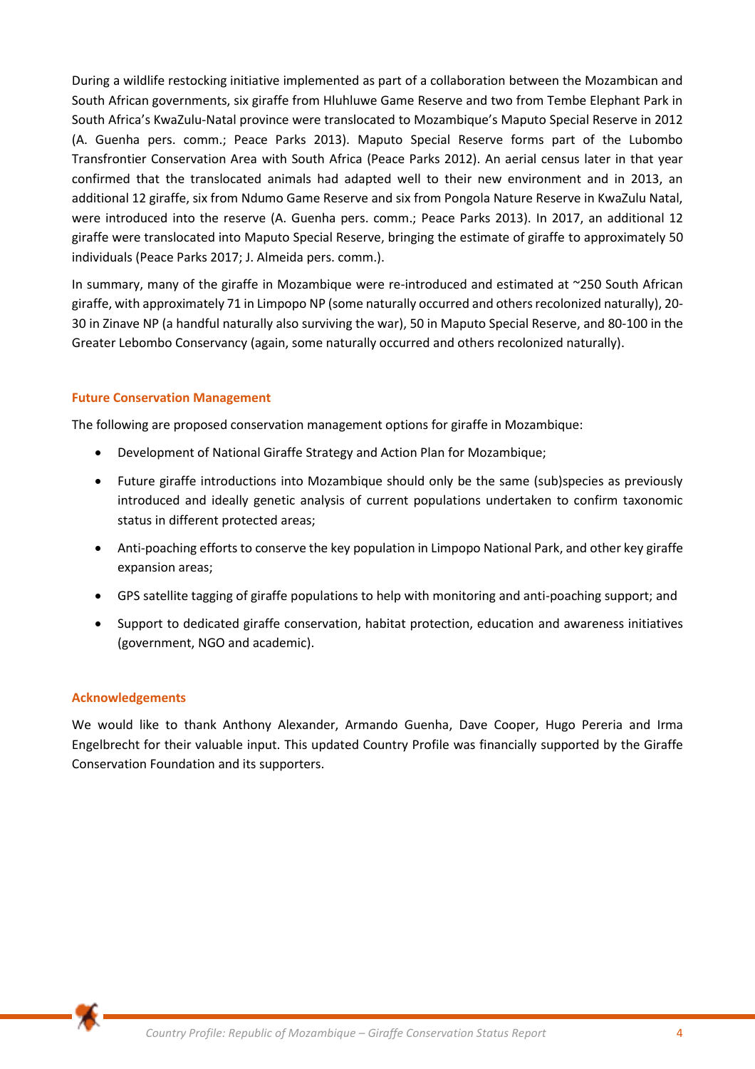During a wildlife restocking initiative implemented as part of a collaboration between the Mozambican and South African governments, six giraffe from Hluhluwe Game Reserve and two from Tembe Elephant Park in South Africa's KwaZulu-Natal province were translocated to Mozambique's Maputo Special Reserve in 2012 (A. Guenha pers. comm.; Peace Parks 2013). Maputo Special Reserve forms part of the Lubombo Transfrontier Conservation Area with South Africa (Peace Parks 2012). An aerial census later in that year confirmed that the translocated animals had adapted well to their new environment and in 2013, an additional 12 giraffe, six from Ndumo Game Reserve and six from Pongola Nature Reserve in KwaZulu Natal, were introduced into the reserve (A. Guenha pers. comm.; Peace Parks 2013). In 2017, an additional 12 giraffe were translocated into Maputo Special Reserve, bringing the estimate of giraffe to approximately 50 individuals (Peace Parks 2017; J. Almeida pers. comm.).

In summary, many of the giraffe in Mozambique were re-introduced and estimated at ~250 South African giraffe, with approximately 71 in Limpopo NP (some naturally occurred and others recolonized naturally), 20-30 in Zinave NP (a handful naturally also surviving the war), 50 in Maputo Special Reserve, and 80-100 in the Greater Lebombo Conservancy (again, some naturally occurred and others recolonized naturally).

## Future Conservation Management

The following are proposed conservation management options for giraffe in Mozambique:

- Development of National Giraffe Strategy and Action Plan for Mozambique;
- Future giraffe introductions into Mozambique should only be the same (sub)species as previously introduced and ideally genetic analysis of current populations undertaken to confirm taxonomic status in different protected areas;
- Anti-poaching efforts to conserve the key population in Limpopo National Park, and other key giraffe expansion areas;
- GPS satellite tagging of giraffe populations to help with monitoring and anti-poaching support; and
- Support to dedicated giraffe conservation, habitat protection, education and awareness initiatives (government, NGO and academic).

## Acknowledgements

We would like to thank Anthony Alexander, Armando Guenha, Dave Cooper, Hugo Pereria and Irma Engelbrecht for their valuable input. This updated Country Profile was financially supported by the Giraffe Conservation Foundation and its supporters.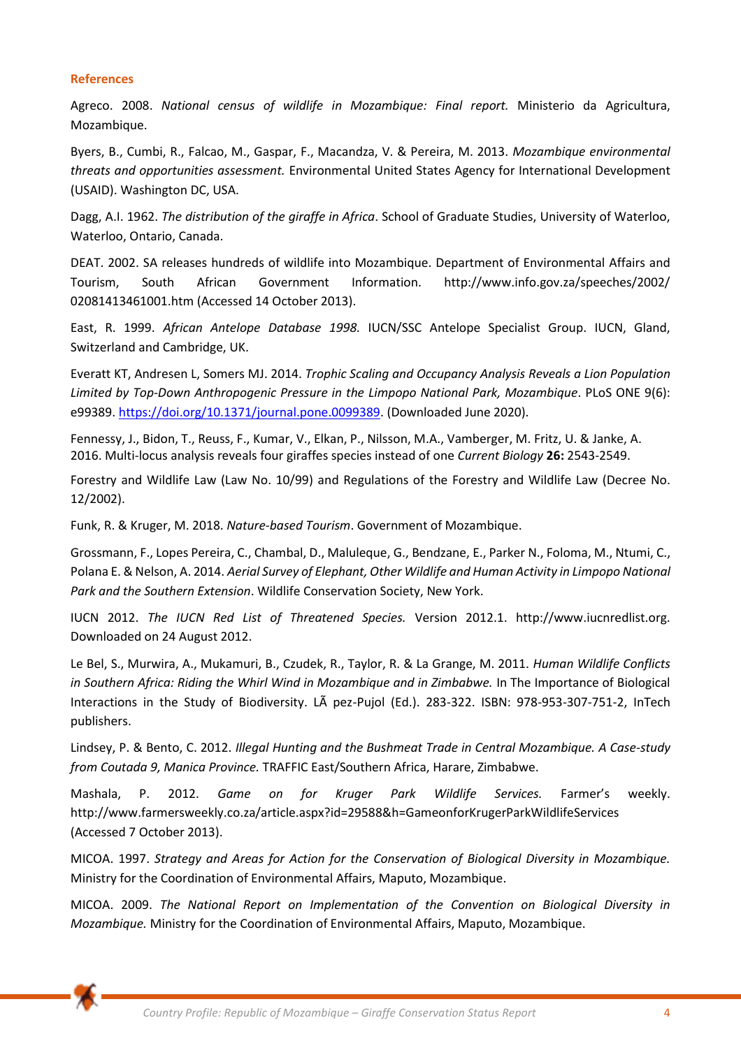## References

Agreco. 2008. *National census of wildlife in Mozambique: Final report.* Ministerio da Agricultura, Mozambique.

Byers, B., Cumbi, R., Falcao, M., Gaspar, F., Macandza, V. & Pereira, M. 2013. *Mozambique environmental threats and opportunities assessment.* Environmental United States Agency for International Development (USAID). Washington DC, USA.

Dagg, A.I. 1962. *The distribution of the giraffe in Africa*. School of Graduate Studies, University of Waterloo, Waterloo, Ontario, Canada.

DEAT. 2002. SA releases hundreds of wildlife into Mozambique. Department of Environmental Affairs and Tourism, South African Government Information. http://www.info.gov.za/speeches/2002/02081413461001.htm (Accessed 14 October 2013).

East, R. 1999. *African Antelope Database 1998.* IUCN/SSC Antelope Specialist Group. IUCN, Gland, Switzerland and Cambridge, UK.

Everatt KT, Andresen L, Somers MJ. 2014. *Trophic Scaling and Occupancy Analysis Reveals a Lion Population Limited by Top-Down Anthropogenic Pressure in the Limpopo National Park, Mozambique*. PLoS ONE 9(6): e99389. https://doi.org/10.1371/journal.pone.0099389. (Downloaded June 2020).

Fennessy, J., Bidon, T., Reuss, F., Kumar, V., Elkan, P., Nilsson, M.A., Vamberger, M. Fritz, U. & Janke, A. 2016. Multi-locus analysis reveals four giraffes species instead of one *Current Biology* **26:** 2543-2549.

Forestry and Wildlife Law (Law No. 10/99) and Regulations of the Forestry and Wildlife Law (Decree No. 12/2002).

Funk, R. & Kruger, M. 2018. *Nature-based Tourism*. Government of Mozambique.

Grossmann, F., Lopes Pereira, C., Chambal, D., Maluleque, G., Bendzane, E., Parker N., Foloma, M., Ntumi, C., Polana E. & Nelson, A. 2014. *Aerial Survey of Elephant, Other Wildlife and Human Activity in Limpopo National Park and the Southern Extension*. Wildlife Conservation Society, New York.

IUCN 2012. *The IUCN Red List of Threatened Species.* Version 2012.1. http://www.iucnredlist.org. Downloaded on 24 August 2012.

Le Bel, S., Murwira, A., Mukamuri, B., Czudek, R., Taylor, R. & La Grange, M. 2011. *Human Wildlife Conflicts in Southern Africa: Riding the Whirl Wind in Mozambique and in Zimbabwe.* In The Importance of Biological Interactions in the Study of Biodiversity. LÃ pez-Pujol (Ed.). 283-322. ISBN: 978-953-307-751-2, InTech publishers.

Lindsey, P. & Bento, C. 2012. *Illegal Hunting and the Bushmeat Trade in Central Mozambique. A Case-study from Coutada 9, Manica Province.* TRAFFIC East/Southern Africa, Harare, Zimbabwe.

Mashala, P. 2012. *Game on for Kruger Park Wildlife Services.* Farmer's weekly. http://www.farmersweekly.co.za/article.aspx?id=29588&h=GameonforKrugerParkWildlifeServices (Accessed 7 October 2013).

MICOA. 1997. *Strategy and Areas for Action for the Conservation of Biological Diversity in Mozambique.* Ministry for the Coordination of Environmental Affairs, Maputo, Mozambique.

MICOA. 2009. *The National Report on Implementation of the Convention on Biological Diversity in Mozambique.* Ministry for the Coordination of Environmental Affairs, Maputo, Mozambique.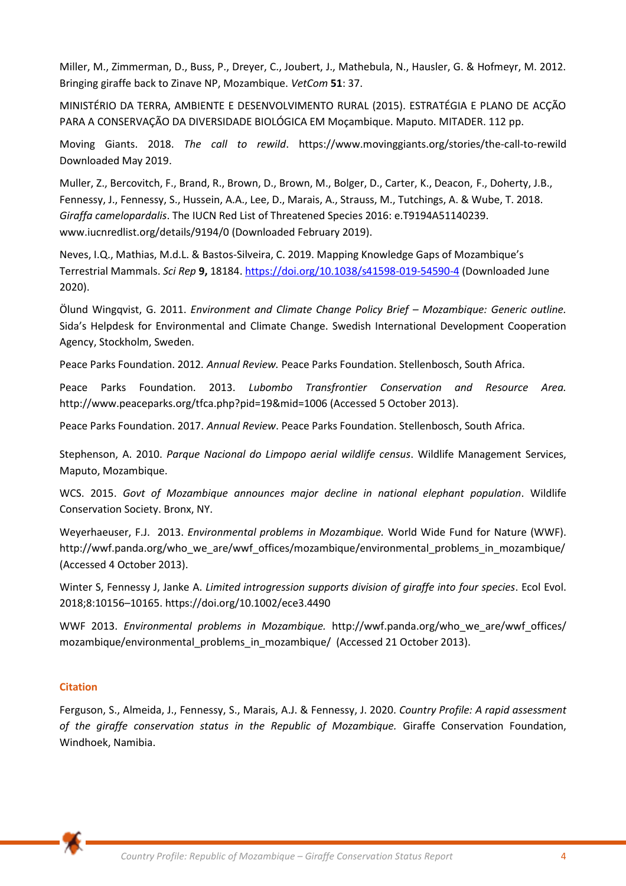Miller, M., Zimmerman, D., Buss, P., Dreyer, C., Joubert, J., Mathebula, N., Hausler, G. & Hofmeyr, M. 2012. Bringing giraffe back to Zinave NP, Mozambique. *VetCom* **51**: 37.

MINISTÉRIO DA TERRA, AMBIENTE E DESENVOLVIMENTO RURAL (2015). ESTRATÉGIA E PLANO DE ACÇÃO PARA A CONSERVAÇÃO DA DIVERSIDADE BIOLÓGICA EM Moçambique. Maputo. MITADER. 112 pp.

Moving Giants. 2018. *The call to rewild*. https://www.movinggiants.org/stories/the-call-to-rewild Downloaded May 2019.

Muller, Z., Bercovitch, F., Brand, R., Brown, D., Brown, M., Bolger, D., Carter, K., Deacon, F., Doherty, J.B., Fennessy, J., Fennessy, S., Hussein, A.A., Lee, D., Marais, A., Strauss, M., Tutchings, A. & Wube, T. 2018. *Giraffa camelopardalis*. The IUCN Red List of Threatened Species 2016: e.T9194A51140239. www.iucnredlist.org/details/9194/0 (Downloaded February 2019).

Neves, I.Q., Mathias, M.d.L. & Bastos-Silveira, C. 2019. Mapping Knowledge Gaps of Mozambique's Terrestrial Mammals. *Sci Rep* **9,** 18184. https://doi.org/10.1038/s41598-019-54590-4 (Downloaded June 2020).

Ölund Wingqvist, G. 2011. *Environment and Climate Change Policy Brief – Mozambique: Generic outline.* Sida's Helpdesk for Environmental and Climate Change. Swedish International Development Cooperation Agency, Stockholm, Sweden.

Peace Parks Foundation. 2012. *Annual Review.* Peace Parks Foundation. Stellenbosch, South Africa.

Peace Parks Foundation. 2013. *Lubombo Transfrontier Conservation and Resource Area.* http://www.peaceparks.org/tfca.php?pid=19&mid=1006 (Accessed 5 October 2013).

Peace Parks Foundation. 2017. *Annual Review*. Peace Parks Foundation. Stellenbosch, South Africa.

Stephenson, A. 2010. *Parque Nacional do Limpopo aerial wildlife census*. Wildlife Management Services, Maputo, Mozambique.

WCS. 2015. *Govt of Mozambique announces major decline in national elephant population*. Wildlife Conservation Society. Bronx, NY.

Weyerhaeuser, F.J. 2013. *Environmental problems in Mozambique.* World Wide Fund for Nature (WWF). http://wwf.panda.org/who_we_are/wwf_offices/mozambique/environmental_problems_in_mozambique/ (Accessed 4 October 2013).

Winter S, Fennessy J, Janke A. *Limited introgression supports division of giraffe into four species*. Ecol Evol. 2018;8:10156–10165. https://doi.org/10.1002/ece3.4490

WWF 2013. *Environmental problems in Mozambique.* http://wwf.panda.org/who_we_are/wwf_offices/mozambique/environmental_problems_in_mozambique/ (Accessed 21 October 2013).

### Citation

Ferguson, S., Almeida, J., Fennessy, S., Marais, A.J. & Fennessy, J. 2020. *Country Profile: A rapid assessment of the giraffe conservation status in the Republic of Mozambique.* Giraffe Conservation Foundation, Windhoek, Namibia.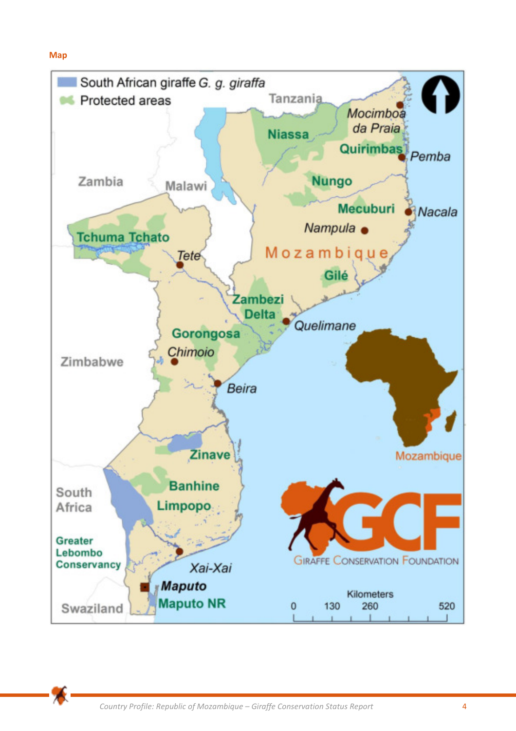## Map

South African giraffe *G. g. giraffa*
Protected areas

Tanzania
Mocimboa da Praia
Niassa
Quirimbas
Pemba
Zambia
Malawi
Nungo
Mecuburi
Nacala
Nampula
Tchuma Tchato
Tete
Mozambique
Gilé
Zambezi Delta
Quelimane
Gorongosa
Chimoio
Zimbabwe
Beira
Zinave
Banhine
Limpopo
South Africa
Greater Lebombo Conservancy
Xai-Xai
Maputo
Maputo NR
Swaziland
Mozambique
GCF
Giraffe Conservation Foundation
Kilometers
0 130 260 520